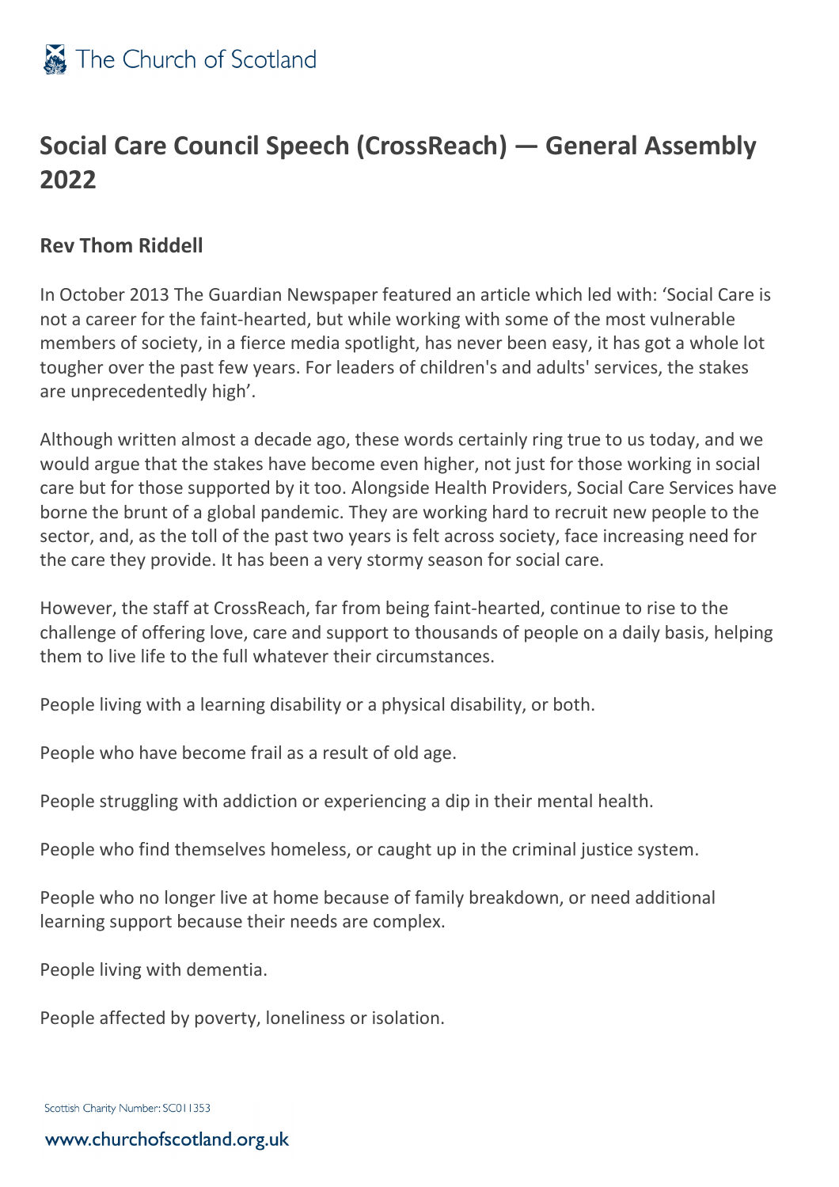# Social Care Council Speech (CrossReach) — General Assembly 2022

**Rev Thom Riddell**

In October 2013 The Guardian Newspaper featured an article which led with: 'Social Care is not a career for the faint-hearted, but while working with some of the most vulnerable members of society, in a fierce media spotlight, has never been easy, it has got a whole lot tougher over the past few years. For leaders of children's and adults' services, the stakes are unprecedentedly high'.

Although written almost a decade ago, these words certainly ring true to us today, and we would argue that the stakes have become even higher, not just for those working in social care but for those supported by it too. Alongside Health Providers, Social Care Services have borne the brunt of a global pandemic. They are working hard to recruit new people to the sector, and, as the toll of the past two years is felt across society, face increasing need for the care they provide. It has been a very stormy season for social care.

However, the staff at CrossReach, far from being faint-hearted, continue to rise to the challenge of offering love, care and support to thousands of people on a daily basis, helping them to live life to the full whatever their circumstances.

People living with a learning disability or a physical disability, or both.

People who have become frail as a result of old age.

People struggling with addiction or experiencing a dip in their mental health.

People who find themselves homeless, or caught up in the criminal justice system.

People who no longer live at home because of family breakdown, or need additional learning support because their needs are complex.

People living with dementia.

People affected by poverty, loneliness or isolation.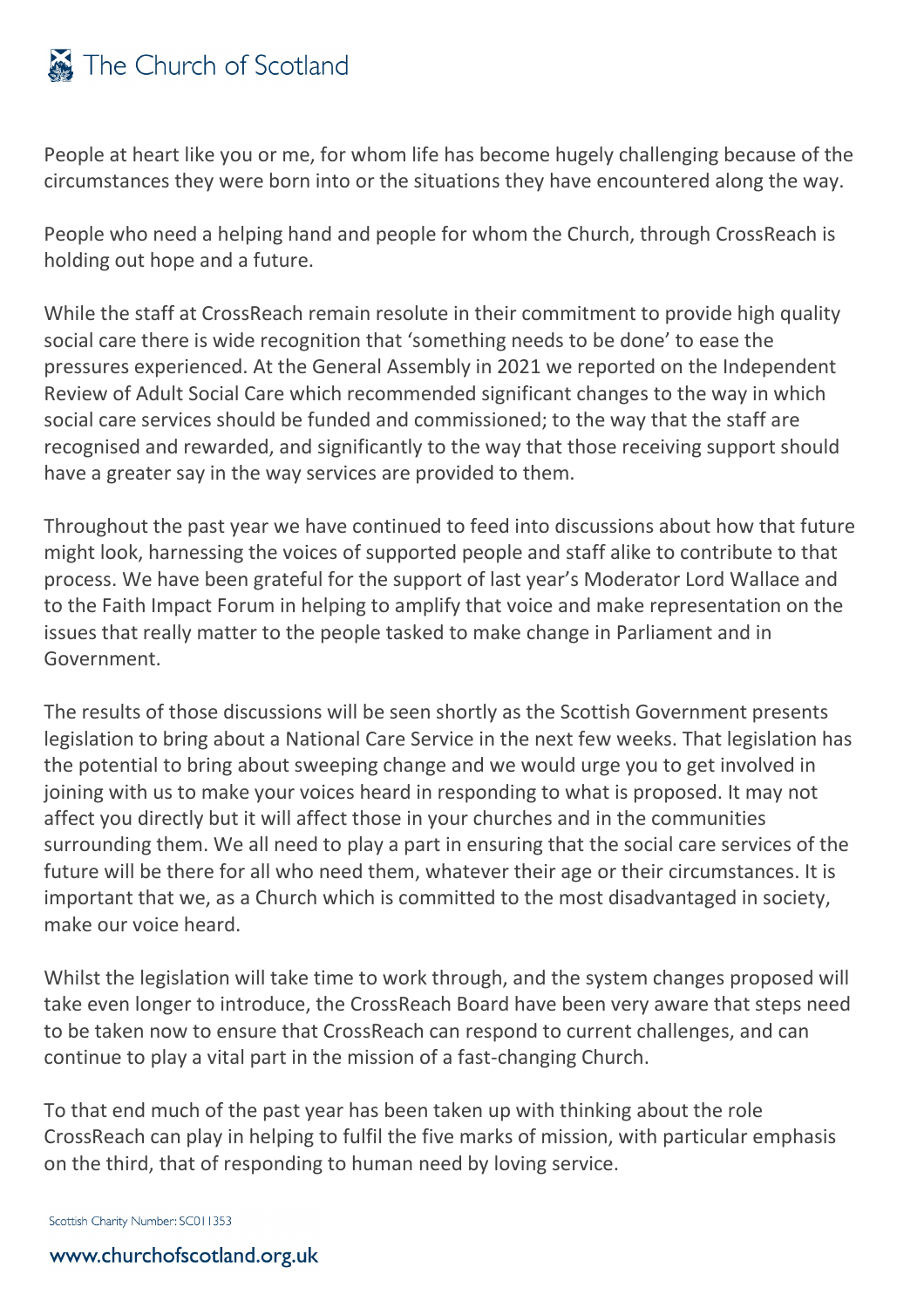People at heart like you or me, for whom life has become hugely challenging because of the circumstances they were born into or the situations they have encountered along the way.

People who need a helping hand and people for whom the Church, through CrossReach is holding out hope and a future.

While the staff at CrossReach remain resolute in their commitment to provide high quality social care there is wide recognition that 'something needs to be done' to ease the pressures experienced. At the General Assembly in 2021 we reported on the Independent Review of Adult Social Care which recommended significant changes to the way in which social care services should be funded and commissioned; to the way that the staff are recognised and rewarded, and significantly to the way that those receiving support should have a greater say in the way services are provided to them.

Throughout the past year we have continued to feed into discussions about how that future might look, harnessing the voices of supported people and staff alike to contribute to that process. We have been grateful for the support of last year's Moderator Lord Wallace and to the Faith Impact Forum in helping to amplify that voice and make representation on the issues that really matter to the people tasked to make change in Parliament and in Government.

The results of those discussions will be seen shortly as the Scottish Government presents legislation to bring about a National Care Service in the next few weeks. That legislation has the potential to bring about sweeping change and we would urge you to get involved in joining with us to make your voices heard in responding to what is proposed. It may not affect you directly but it will affect those in your churches and in the communities surrounding them. We all need to play a part in ensuring that the social care services of the future will be there for all who need them, whatever their age or their circumstances. It is important that we, as a Church which is committed to the most disadvantaged in society, make our voice heard.

Whilst the legislation will take time to work through, and the system changes proposed will take even longer to introduce, the CrossReach Board have been very aware that steps need to be taken now to ensure that CrossReach can respond to current challenges, and can continue to play a vital part in the mission of a fast-changing Church.

To that end much of the past year has been taken up with thinking about the role CrossReach can play in helping to fulfil the five marks of mission, with particular emphasis on the third, that of responding to human need by loving service.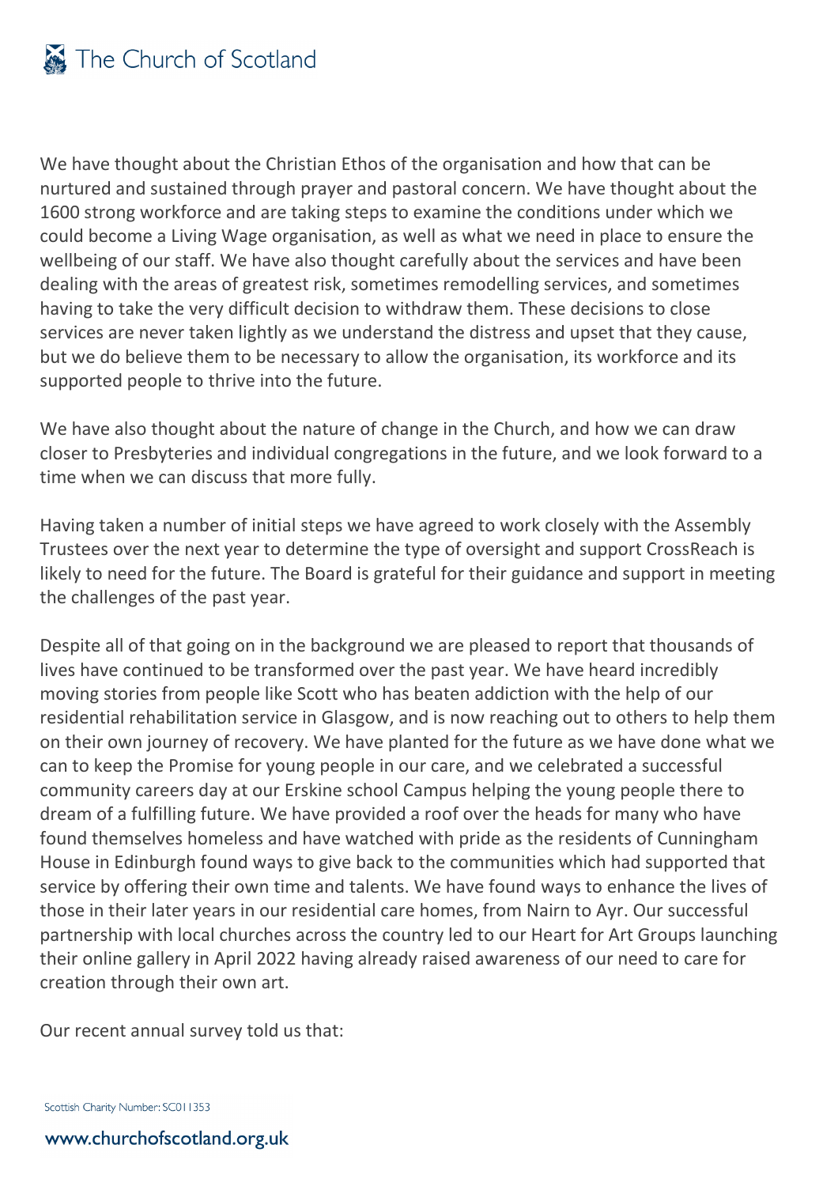We have thought about the Christian Ethos of the organisation and how that can be nurtured and sustained through prayer and pastoral concern. We have thought about the 1600 strong workforce and are taking steps to examine the conditions under which we could become a Living Wage organisation, as well as what we need in place to ensure the wellbeing of our staff. We have also thought carefully about the services and have been dealing with the areas of greatest risk, sometimes remodelling services, and sometimes having to take the very difficult decision to withdraw them. These decisions to close services are never taken lightly as we understand the distress and upset that they cause, but we do believe them to be necessary to allow the organisation, its workforce and its supported people to thrive into the future.

We have also thought about the nature of change in the Church, and how we can draw closer to Presbyteries and individual congregations in the future, and we look forward to a time when we can discuss that more fully.

Having taken a number of initial steps we have agreed to work closely with the Assembly Trustees over the next year to determine the type of oversight and support CrossReach is likely to need for the future. The Board is grateful for their guidance and support in meeting the challenges of the past year.

Despite all of that going on in the background we are pleased to report that thousands of lives have continued to be transformed over the past year. We have heard incredibly moving stories from people like Scott who has beaten addiction with the help of our residential rehabilitation service in Glasgow, and is now reaching out to others to help them on their own journey of recovery. We have planted for the future as we have done what we can to keep the Promise for young people in our care, and we celebrated a successful community careers day at our Erskine school Campus helping the young people there to dream of a fulfilling future. We have provided a roof over the heads for many who have found themselves homeless and have watched with pride as the residents of Cunningham House in Edinburgh found ways to give back to the communities which had supported that service by offering their own time and talents. We have found ways to enhance the lives of those in their later years in our residential care homes, from Nairn to Ayr. Our successful partnership with local churches across the country led to our Heart for Art Groups launching their online gallery in April 2022 having already raised awareness of our need to care for creation through their own art.

Our recent annual survey told us that: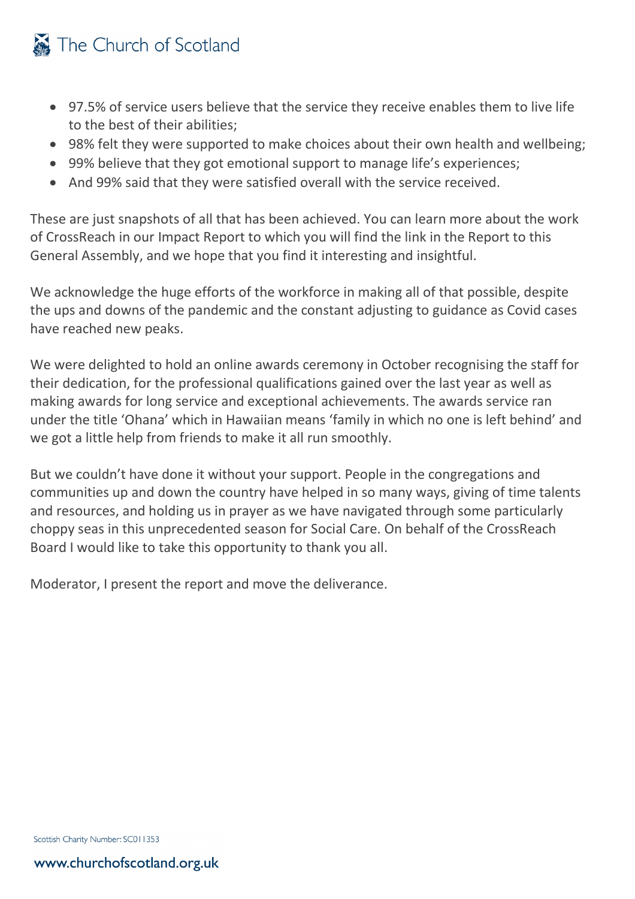- 97.5% of service users believe that the service they receive enables them to live life to the best of their abilities;
- 98% felt they were supported to make choices about their own health and wellbeing;
- 99% believe that they got emotional support to manage life's experiences;
- And 99% said that they were satisfied overall with the service received.

These are just snapshots of all that has been achieved. You can learn more about the work of CrossReach in our Impact Report to which you will find the link in the Report to this General Assembly, and we hope that you find it interesting and insightful.

We acknowledge the huge efforts of the workforce in making all of that possible, despite the ups and downs of the pandemic and the constant adjusting to guidance as Covid cases have reached new peaks.

We were delighted to hold an online awards ceremony in October recognising the staff for their dedication, for the professional qualifications gained over the last year as well as making awards for long service and exceptional achievements. The awards service ran under the title 'Ohana' which in Hawaiian means 'family in which no one is left behind' and we got a little help from friends to make it all run smoothly.

But we couldn't have done it without your support. People in the congregations and communities up and down the country have helped in so many ways, giving of time talents and resources, and holding us in prayer as we have navigated through some particularly choppy seas in this unprecedented season for Social Care. On behalf of the CrossReach Board I would like to take this opportunity to thank you all.

Moderator, I present the report and move the deliverance.